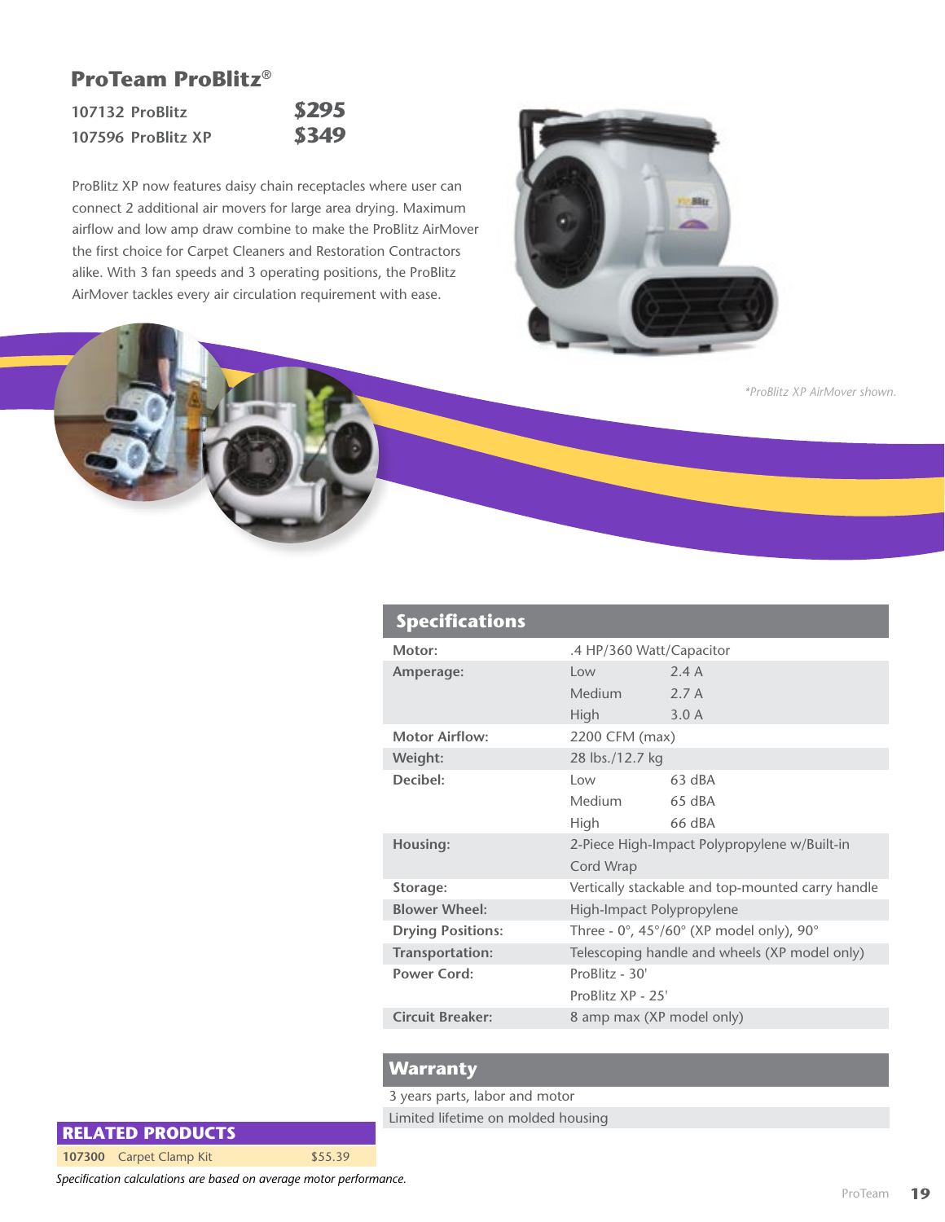## ProTeam ProBlitz®

| | |
|---|---|
| 107132 ProBlitz | $295 |
| 107596 ProBlitz XP | $349 |

ProBlitz XP now features daisy chain receptacles where user can connect 2 additional air movers for large area drying. Maximum airflow and low amp draw combine to make the ProBlitz AirMover the first choice for Carpet Cleaners and Restoration Contractors alike. With 3 fan speeds and 3 operating positions, the ProBlitz AirMover tackles every air circulation requirement with ease.

*\*ProBlitz XP AirMover shown.*

### Specifications

| | | |
|---|---|---|
| **Motor:** | .4 HP/360 Watt/Capacitor | |
| **Amperage:** | Low | 2.4 A |
| | Medium | 2.7 A |
| | High | 3.0 A |
| **Motor Airflow:** | 2200 CFM (max) | |
| **Weight:** | 28 lbs./12.7 kg | |
| **Decibel:** | Low | 63 dBA |
| | Medium | 65 dBA |
| | High | 66 dBA |
| **Housing:** | 2-Piece High-Impact Polypropylene w/Built-in Cord Wrap | |
| **Storage:** | Vertically stackable and top-mounted carry handle | |
| **Blower Wheel:** | High-Impact Polypropylene | |
| **Drying Positions:** | Three - 0°, 45°/60° (XP model only), 90° | |
| **Transportation:** | Telescoping handle and wheels (XP model only) | |
| **Power Cord:** | ProBlitz - 30' | |
| | ProBlitz XP - 25' | |
| **Circuit Breaker:** | 8 amp max (XP model only) | |

### Warranty

3 years parts, labor and motor

Limited lifetime on molded housing

### RELATED PRODUCTS

| | | |
|---|---|---|
| **107300** | Carpet Clamp Kit | $55.39 |

*Specification calculations are based on average motor performance.*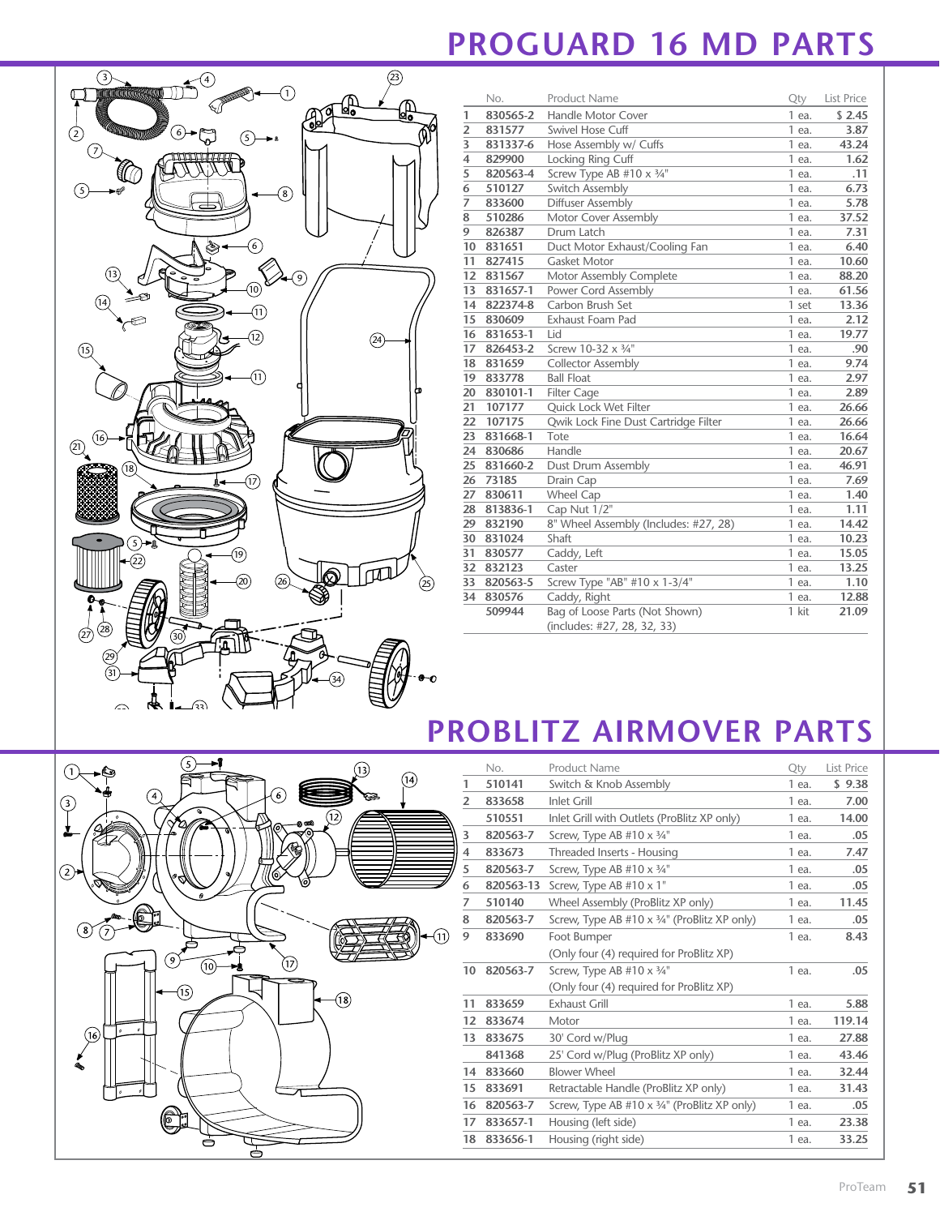# PROGUARD 16 MD PARTS

| | No. | Product Name | Qty | List Price |
|---|---|---|---|---|
| 1 | 830565-2 | Handle Motor Cover | 1 ea. | $ 2.45 |
| 2 | 831577 | Swivel Hose Cuff | 1 ea. | 3.87 |
| 3 | 831337-6 | Hose Assembly w/ Cuffs | 1 ea. | 43.24 |
| 4 | 829900 | Locking Ring Cuff | 1 ea. | 1.62 |
| 5 | 820563-4 | Screw Type AB #10 x ¾" | 1 ea. | .11 |
| 6 | 510127 | Switch Assembly | 1 ea. | 6.73 |
| 7 | 833600 | Diffuser Assembly | 1 ea. | 5.78 |
| 8 | 510286 | Motor Cover Assembly | 1 ea. | 37.52 |
| 9 | 826387 | Drum Latch | 1 ea. | 7.31 |
| 10 | 831651 | Duct Motor Exhaust/Cooling Fan | 1 ea. | 6.40 |
| 11 | 827415 | Gasket Motor | 1 ea. | 10.60 |
| 12 | 831567 | Motor Assembly Complete | 1 ea. | 88.20 |
| 13 | 831657-1 | Power Cord Assembly | 1 ea. | 61.56 |
| 14 | 822374-8 | Carbon Brush Set | 1 set | 13.36 |
| 15 | 830609 | Exhaust Foam Pad | 1 ea. | 2.12 |
| 16 | 831653-1 | Lid | 1 ea. | 19.77 |
| 17 | 826453-2 | Screw 10-32 x ¾" | 1 ea. | .90 |
| 18 | 831659 | Collector Assembly | 1 ea. | 9.74 |
| 19 | 833778 | Ball Float | 1 ea. | 2.97 |
| 20 | 830101-1 | Filter Cage | 1 ea. | 2.89 |
| 21 | 107177 | Quick Lock Wet Filter | 1 ea. | 26.66 |
| 22 | 107175 | Qwik Lock Fine Dust Cartridge Filter | 1 ea. | 26.66 |
| 23 | 831668-1 | Tote | 1 ea. | 16.64 |
| 24 | 830686 | Handle | 1 ea. | 20.67 |
| 25 | 831660-2 | Dust Drum Assembly | 1 ea. | 46.91 |
| 26 | 73185 | Drain Cap | 1 ea. | 7.69 |
| 27 | 830611 | Wheel Cap | 1 ea. | 1.40 |
| 28 | 813836-1 | Cap Nut 1/2" | 1 ea. | 1.11 |
| 29 | 832190 | 8" Wheel Assembly (Includes: #27, 28) | 1 ea. | 14.42 |
| 30 | 831024 | Shaft | 1 ea. | 10.23 |
| 31 | 830577 | Caddy, Left | 1 ea. | 15.05 |
| 32 | 832123 | Caster | 1 ea. | 13.25 |
| 33 | 820563-5 | Screw Type "AB" #10 x 1-3/4" | 1 ea. | 1.10 |
| 34 | 830576 | Caddy, Right | 1 ea. | 12.88 |
| | 509944 | Bag of Loose Parts (Not Shown) (includes: #27, 28, 32, 33) | 1 kit | 21.09 |

# PROBLITZ AIRMOVER PARTS

| | No. | Product Name | Qty | List Price |
|---|---|---|---|---|
| 1 | 510141 | Switch & Knob Assembly | 1 ea. | $ 9.38 |
| 2 | 833658 | Inlet Grill | 1 ea. | 7.00 |
| | 510551 | Inlet Grill with Outlets (ProBlitz XP only) | 1 ea. | 14.00 |
| 3 | 820563-7 | Screw, Type AB #10 x ¾" | 1 ea. | .05 |
| 4 | 833673 | Threaded Inserts - Housing | 1 ea. | 7.47 |
| 5 | 820563-7 | Screw, Type AB #10 x ¾" | 1 ea. | .05 |
| 6 | 820563-13 | Screw, Type AB #10 x 1" | 1 ea. | .05 |
| 7 | 510140 | Wheel Assembly (ProBlitz XP only) | 1 ea. | 11.45 |
| 8 | 820563-7 | Screw, Type AB #10 x ¾" (ProBlitz XP only) | 1 ea. | .05 |
| 9 | 833690 | Foot Bumper (Only four (4) required for ProBlitz XP) | 1 ea. | 8.43 |
| 10 | 820563-7 | Screw, Type AB #10 x ¾" (Only four (4) required for ProBlitz XP) | 1 ea. | .05 |
| 11 | 833659 | Exhaust Grill | 1 ea. | 5.88 |
| 12 | 833674 | Motor | 1 ea. | 119.14 |
| 13 | 833675 | 30' Cord w/Plug | 1 ea. | 27.88 |
| | 841368 | 25' Cord w/Plug (ProBlitz XP only) | 1 ea. | 43.46 |
| 14 | 833660 | Blower Wheel | 1 ea. | 32.44 |
| 15 | 833691 | Retractable Handle (ProBlitz XP only) | 1 ea. | 31.43 |
| 16 | 820563-7 | Screw, Type AB #10 x ¾" (ProBlitz XP only) | 1 ea. | .05 |
| 17 | 833657-1 | Housing (left side) | 1 ea. | 23.38 |
| 18 | 833656-1 | Housing (right side) | 1 ea. | 33.25 |

ProTeam